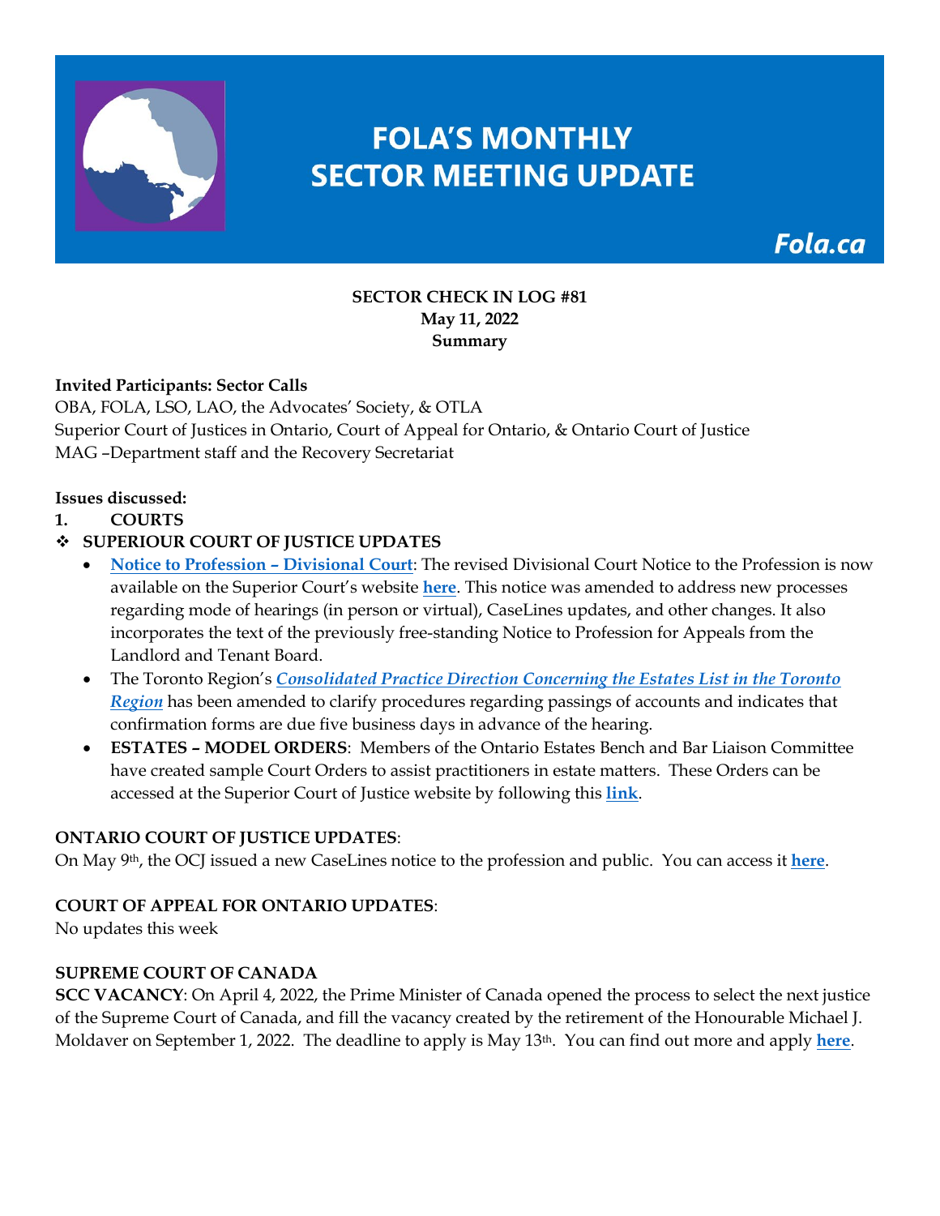# FOLA'S MONTHLY SECTOR MEETING UPDATE

Fola.ca

**SECTOR CHECK IN LOG #81**
**May 11, 2022**
**Summary**

**Invited Participants: Sector Calls**
OBA, FOLA, LSO, LAO, the Advocates' Society, & OTLA
Superior Court of Justices in Ontario, Court of Appeal for Ontario, & Ontario Court of Justice
MAG –Department staff and the Recovery Secretariat

**Issues discussed:**

1. **COURTS**

- **SUPERIOUR COURT OF JUSTICE UPDATES**
  - **Notice to Profession – Divisional Court**: The revised Divisional Court Notice to the Profession is now available on the Superior Court's website **here**. This notice was amended to address new processes regarding mode of hearings (in person or virtual), CaseLines updates, and other changes. It also incorporates the text of the previously free-standing Notice to Profession for Appeals from the Landlord and Tenant Board.
  - The Toronto Region's ***Consolidated Practice Direction Concerning the Estates List in the Toronto Region*** has been amended to clarify procedures regarding passings of accounts and indicates that confirmation forms are due five business days in advance of the hearing.
  - **ESTATES – MODEL ORDERS**: Members of the Ontario Estates Bench and Bar Liaison Committee have created sample Court Orders to assist practitioners in estate matters. These Orders can be accessed at the Superior Court of Justice website by following this **link**.

**ONTARIO COURT OF JUSTICE UPDATES**:
On May 9th, the OCJ issued a new CaseLines notice to the profession and public. You can access it **here**.

**COURT OF APPEAL FOR ONTARIO UPDATES**:
No updates this week

**SUPREME COURT OF CANADA**
**SCC VACANCY**: On April 4, 2022, the Prime Minister of Canada opened the process to select the next justice of the Supreme Court of Canada, and fill the vacancy created by the retirement of the Honourable Michael J. Moldaver on September 1, 2022. The deadline to apply is May 13th. You can find out more and apply **here**.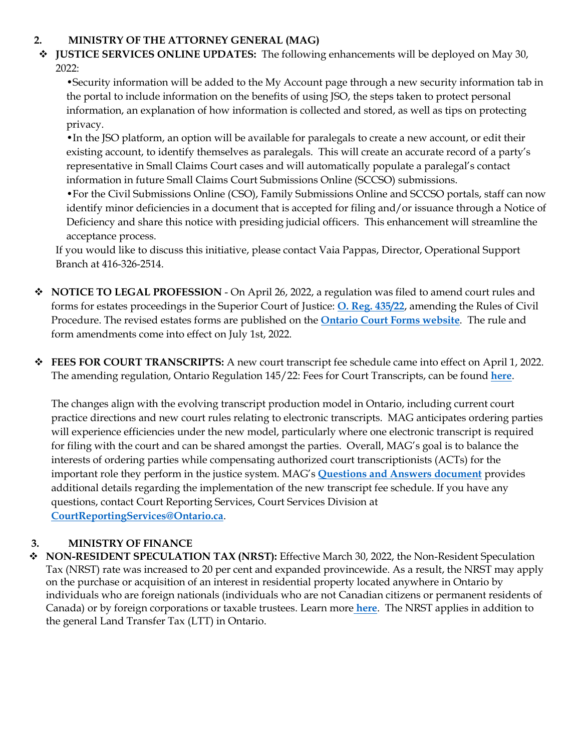## 2. MINISTRY OF THE ATTORNEY GENERAL (MAG)

- **JUSTICE SERVICES ONLINE UPDATES:** The following enhancements will be deployed on May 30, 2022:

  •Security information will be added to the My Account page through a new security information tab in the portal to include information on the benefits of using JSO, the steps taken to protect personal information, an explanation of how information is collected and stored, as well as tips on protecting privacy.

  •In the JSO platform, an option will be available for paralegals to create a new account, or edit their existing account, to identify themselves as paralegals. This will create an accurate record of a party's representative in Small Claims Court cases and will automatically populate a paralegal's contact information in future Small Claims Court Submissions Online (SCCSO) submissions.

  •For the Civil Submissions Online (CSO), Family Submissions Online and SCCSO portals, staff can now identify minor deficiencies in a document that is accepted for filing and/or issuance through a Notice of Deficiency and share this notice with presiding judicial officers. This enhancement will streamline the acceptance process.

  If you would like to discuss this initiative, please contact Vaia Pappas, Director, Operational Support Branch at 416-326-2514.

- **NOTICE TO LEGAL PROFESSION** - On April 26, 2022, a regulation was filed to amend court rules and forms for estates proceedings in the Superior Court of Justice: **O. Reg. 435/22**, amending the Rules of Civil Procedure. The revised estates forms are published on the **Ontario Court Forms website**. The rule and form amendments come into effect on July 1st, 2022.

- **FEES FOR COURT TRANSCRIPTS:** A new court transcript fee schedule came into effect on April 1, 2022. The amending regulation, Ontario Regulation 145/22: Fees for Court Transcripts, can be found **here**.

  The changes align with the evolving transcript production model in Ontario, including current court practice directions and new court rules relating to electronic transcripts. MAG anticipates ordering parties will experience efficiencies under the new model, particularly where one electronic transcript is required for filing with the court and can be shared amongst the parties. Overall, MAG's goal is to balance the interests of ordering parties while compensating authorized court transcriptionists (ACTs) for the important role they perform in the justice system. MAG's **Questions and Answers document** provides additional details regarding the implementation of the new transcript fee schedule. If you have any questions, contact Court Reporting Services, Court Services Division at **CourtReportingServices@Ontario.ca**.

## 3. MINISTRY OF FINANCE

- **NON-RESIDENT SPECULATION TAX (NRST):** Effective March 30, 2022, the Non-Resident Speculation Tax (NRST) rate was increased to 20 per cent and expanded provincewide. As a result, the NRST may apply on the purchase or acquisition of an interest in residential property located anywhere in Ontario by individuals who are foreign nationals (individuals who are not Canadian citizens or permanent residents of Canada) or by foreign corporations or taxable trustees. Learn more **here**. The NRST applies in addition to the general Land Transfer Tax (LTT) in Ontario.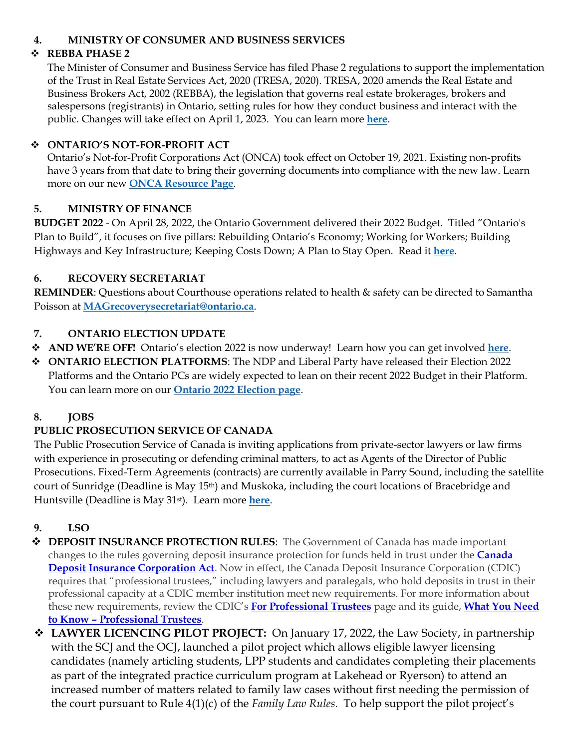## 4. MINISTRY OF CONSUMER AND BUSINESS SERVICES

- **REBBA PHASE 2**

  The Minister of Consumer and Business Service has filed Phase 2 regulations to support the implementation of the Trust in Real Estate Services Act, 2020 (TRESA, 2020). TRESA, 2020 amends the Real Estate and Business Brokers Act, 2002 (REBBA), the legislation that governs real estate brokerages, brokers and salespersons (registrants) in Ontario, setting rules for how they conduct business and interact with the public. Changes will take effect on April 1, 2023. You can learn more **here**.

- **ONTARIO'S NOT-FOR-PROFIT ACT**

  Ontario's Not-for-Profit Corporations Act (ONCA) took effect on October 19, 2021. Existing non-profits have 3 years from that date to bring their governing documents into compliance with the new law. Learn more on our new **ONCA Resource Page**.

## 5. MINISTRY OF FINANCE

**BUDGET 2022** - On April 28, 2022, the Ontario Government delivered their 2022 Budget. Titled "Ontario's Plan to Build", it focuses on five pillars: Rebuilding Ontario's Economy; Working for Workers; Building Highways and Key Infrastructure; Keeping Costs Down; A Plan to Stay Open. Read it **here**.

## 6. RECOVERY SECRETARIAT

**REMINDER**: Questions about Courthouse operations related to health & safety can be directed to Samantha Poisson at **MAGrecoverysecretariat@ontario.ca**.

## 7. ONTARIO ELECTION UPDATE

- **AND WE'RE OFF!** Ontario's election 2022 is now underway! Learn how you can get involved **here**.
- **ONTARIO ELECTION PLATFORMS**: The NDP and Liberal Party have released their Election 2022 Platforms and the Ontario PCs are widely expected to lean on their recent 2022 Budget in their Platform. You can learn more on our **Ontario 2022 Election page**.

## 8. JOBS

**PUBLIC PROSECUTION SERVICE OF CANADA**

The Public Prosecution Service of Canada is inviting applications from private-sector lawyers or law firms with experience in prosecuting or defending criminal matters, to act as Agents of the Director of Public Prosecutions. Fixed-Term Agreements (contracts) are currently available in Parry Sound, including the satellite court of Sunridge (Deadline is May 15th) and Muskoka, including the court locations of Bracebridge and Huntsville (Deadline is May 31st). Learn more **here**.

## 9. LSO

- **DEPOSIT INSURANCE PROTECTION RULES**: The Government of Canada has made important changes to the rules governing deposit insurance protection for funds held in trust under the **Canada Deposit Insurance Corporation Act**. Now in effect, the Canada Deposit Insurance Corporation (CDIC) requires that "professional trustees," including lawyers and paralegals, who hold deposits in trust in their professional capacity at a CDIC member institution meet new requirements. For more information about these new requirements, review the CDIC's **For Professional Trustees** page and its guide, **What You Need to Know – Professional Trustees**.
- **LAWYER LICENCING PILOT PROJECT:** On January 17, 2022, the Law Society, in partnership with the SCJ and the OCJ, launched a pilot project which allows eligible lawyer licensing candidates (namely articling students, LPP students and candidates completing their placements as part of the integrated practice curriculum program at Lakehead or Ryerson) to attend an increased number of matters related to family law cases without first needing the permission of the court pursuant to Rule 4(1)(c) of the *Family Law Rules*. To help support the pilot project's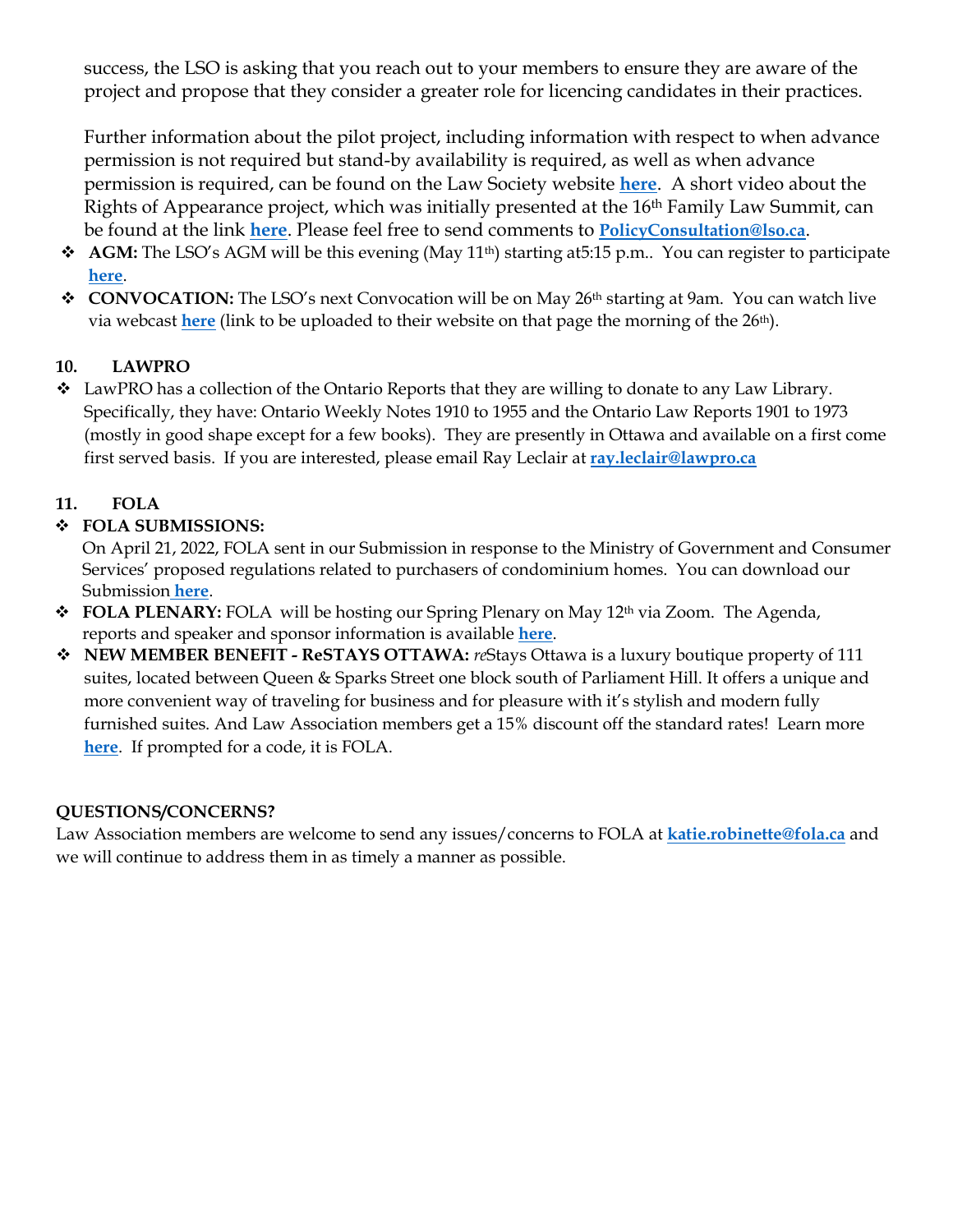success, the LSO is asking that you reach out to your members to ensure they are aware of the project and propose that they consider a greater role for licencing candidates in their practices.

Further information about the pilot project, including information with respect to when advance permission is not required but stand-by availability is required, as well as when advance permission is required, can be found on the Law Society website **here**. A short video about the Rights of Appearance project, which was initially presented at the 16th Family Law Summit, can be found at the link **here**. Please feel free to send comments to **PolicyConsultation@lso.ca**.

- **AGM:** The LSO's AGM will be this evening (May 11th) starting at5:15 p.m.. You can register to participate **here**.
- **CONVOCATION:** The LSO's next Convocation will be on May 26th starting at 9am. You can watch live via webcast **here** (link to be uploaded to their website on that page the morning of the 26th).

## 10. LAWPRO

- LawPRO has a collection of the Ontario Reports that they are willing to donate to any Law Library. Specifically, they have: Ontario Weekly Notes 1910 to 1955 and the Ontario Law Reports 1901 to 1973 (mostly in good shape except for a few books). They are presently in Ottawa and available on a first come first served basis. If you are interested, please email Ray Leclair at **ray.leclair@lawpro.ca**

## 11. FOLA

- **FOLA SUBMISSIONS:**
  On April 21, 2022, FOLA sent in our Submission in response to the Ministry of Government and Consumer Services' proposed regulations related to purchasers of condominium homes. You can download our Submission **here**.
- **FOLA PLENARY:** FOLA will be hosting our Spring Plenary on May 12th via Zoom. The Agenda, reports and speaker and sponsor information is available **here**.
- **NEW MEMBER BENEFIT - ReSTAYS OTTAWA:** *re*Stays Ottawa is a luxury boutique property of 111 suites, located between Queen & Sparks Street one block south of Parliament Hill. It offers a unique and more convenient way of traveling for business and for pleasure with it's stylish and modern fully furnished suites. And Law Association members get a 15% discount off the standard rates! Learn more **here**. If prompted for a code, it is FOLA.

**QUESTIONS/CONCERNS?**

Law Association members are welcome to send any issues/concerns to FOLA at **katie.robinette@fola.ca** and we will continue to address them in as timely a manner as possible.